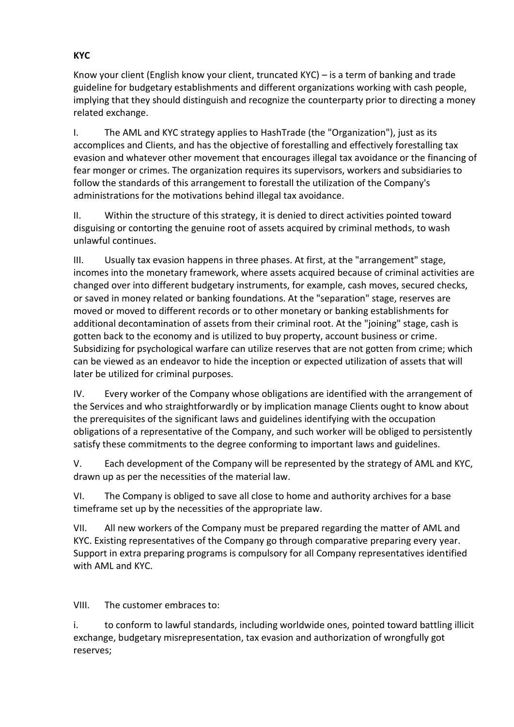**KYC**

Know your client (English know your client, truncated KYC) – is a term of banking and trade guideline for budgetary establishments and different organizations working with cash people, implying that they should distinguish and recognize the counterparty prior to directing a money related exchange.

I. The AML and KYC strategy applies to HashTrade (the "Organization"), just as its accomplices and Clients, and has the objective of forestalling and effectively forestalling tax evasion and whatever other movement that encourages illegal tax avoidance or the financing of fear monger or crimes. The organization requires its supervisors, workers and subsidiaries to follow the standards of this arrangement to forestall the utilization of the Company's administrations for the motivations behind illegal tax avoidance.

II. Within the structure of this strategy, it is denied to direct activities pointed toward disguising or contorting the genuine root of assets acquired by criminal methods, to wash unlawful continues.

III. Usually tax evasion happens in three phases. At first, at the "arrangement" stage, incomes into the monetary framework, where assets acquired because of criminal activities are changed over into different budgetary instruments, for example, cash moves, secured checks, or saved in money related or banking foundations. At the "separation" stage, reserves are moved or moved to different records or to other monetary or banking establishments for additional decontamination of assets from their criminal root. At the "joining" stage, cash is gotten back to the economy and is utilized to buy property, account business or crime. Subsidizing for psychological warfare can utilize reserves that are not gotten from crime; which can be viewed as an endeavor to hide the inception or expected utilization of assets that will later be utilized for criminal purposes.

IV. Every worker of the Company whose obligations are identified with the arrangement of the Services and who straightforwardly or by implication manage Clients ought to know about the prerequisites of the significant laws and guidelines identifying with the occupation obligations of a representative of the Company, and such worker will be obliged to persistently satisfy these commitments to the degree conforming to important laws and guidelines.

V. Each development of the Company will be represented by the strategy of AML and KYC, drawn up as per the necessities of the material law.

VI. The Company is obliged to save all close to home and authority archives for a base timeframe set up by the necessities of the appropriate law.

VII. All new workers of the Company must be prepared regarding the matter of AML and KYC. Existing representatives of the Company go through comparative preparing every year. Support in extra preparing programs is compulsory for all Company representatives identified with AML and KYC.

VIII. The customer embraces to:

i. to conform to lawful standards, including worldwide ones, pointed toward battling illicit exchange, budgetary misrepresentation, tax evasion and authorization of wrongfully got reserves;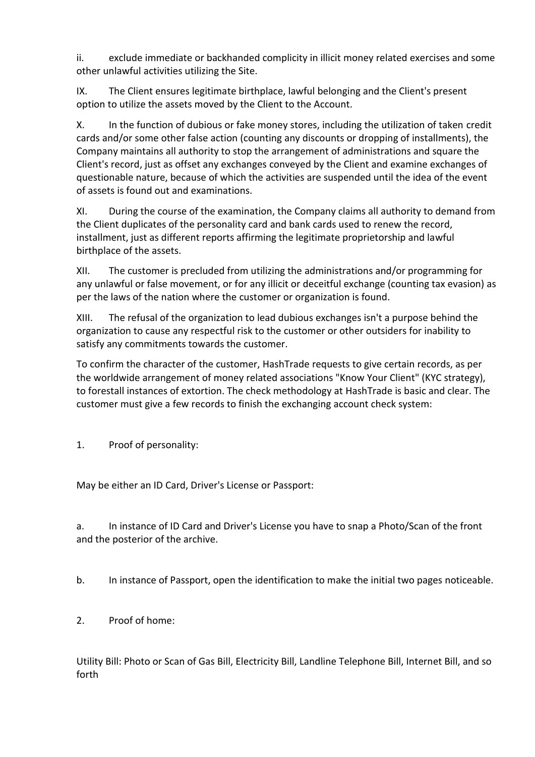ii. exclude immediate or backhanded complicity in illicit money related exercises and some other unlawful activities utilizing the Site.

IX. The Client ensures legitimate birthplace, lawful belonging and the Client's present option to utilize the assets moved by the Client to the Account.

X. In the function of dubious or fake money stores, including the utilization of taken credit cards and/or some other false action (counting any discounts or dropping of installments), the Company maintains all authority to stop the arrangement of administrations and square the Client's record, just as offset any exchanges conveyed by the Client and examine exchanges of questionable nature, because of which the activities are suspended until the idea of the event of assets is found out and examinations.

XI. During the course of the examination, the Company claims all authority to demand from the Client duplicates of the personality card and bank cards used to renew the record, installment, just as different reports affirming the legitimate proprietorship and lawful birthplace of the assets.

XII. The customer is precluded from utilizing the administrations and/or programming for any unlawful or false movement, or for any illicit or deceitful exchange (counting tax evasion) as per the laws of the nation where the customer or organization is found.

XIII. The refusal of the organization to lead dubious exchanges isn't a purpose behind the organization to cause any respectful risk to the customer or other outsiders for inability to satisfy any commitments towards the customer.

To confirm the character of the customer, HashTrade requests to give certain records, as per the worldwide arrangement of money related associations "Know Your Client" (KYC strategy), to forestall instances of extortion. The check methodology at HashTrade is basic and clear. The customer must give a few records to finish the exchanging account check system:

1. Proof of personality:

May be either an ID Card, Driver's License or Passport:

a. In instance of ID Card and Driver's License you have to snap a Photo/Scan of the front and the posterior of the archive.

b. In instance of Passport, open the identification to make the initial two pages noticeable.

2. Proof of home:

Utility Bill: Photo or Scan of Gas Bill, Electricity Bill, Landline Telephone Bill, Internet Bill, and so forth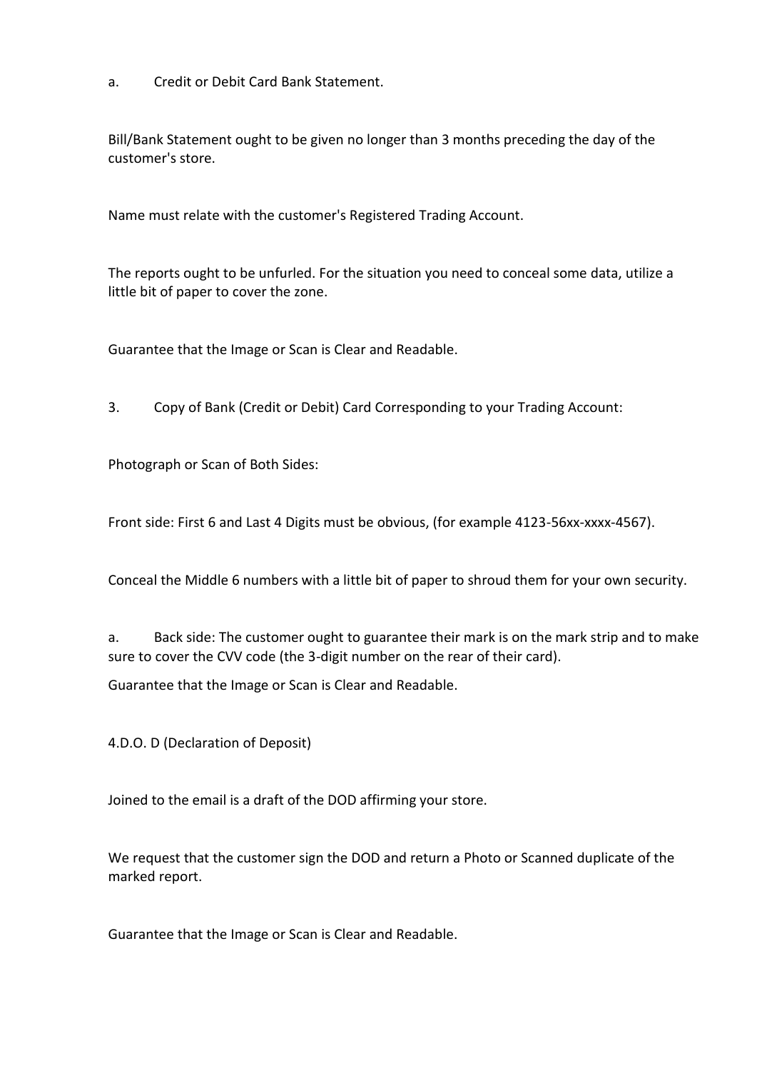a. Credit or Debit Card Bank Statement.

Bill/Bank Statement ought to be given no longer than 3 months preceding the day of the customer's store.

Name must relate with the customer's Registered Trading Account.

The reports ought to be unfurled. For the situation you need to conceal some data, utilize a little bit of paper to cover the zone.

Guarantee that the Image or Scan is Clear and Readable.

3. Copy of Bank (Credit or Debit) Card Corresponding to your Trading Account:

Photograph or Scan of Both Sides:

Front side: First 6 and Last 4 Digits must be obvious, (for example 4123-56xx-xxxx-4567).

Conceal the Middle 6 numbers with a little bit of paper to shroud them for your own security.

a. Back side: The customer ought to guarantee their mark is on the mark strip and to make sure to cover the CVV code (the 3-digit number on the rear of their card).

Guarantee that the Image or Scan is Clear and Readable.

4.D.O. D (Declaration of Deposit)

Joined to the email is a draft of the DOD affirming your store.

We request that the customer sign the DOD and return a Photo or Scanned duplicate of the marked report.

Guarantee that the Image or Scan is Clear and Readable.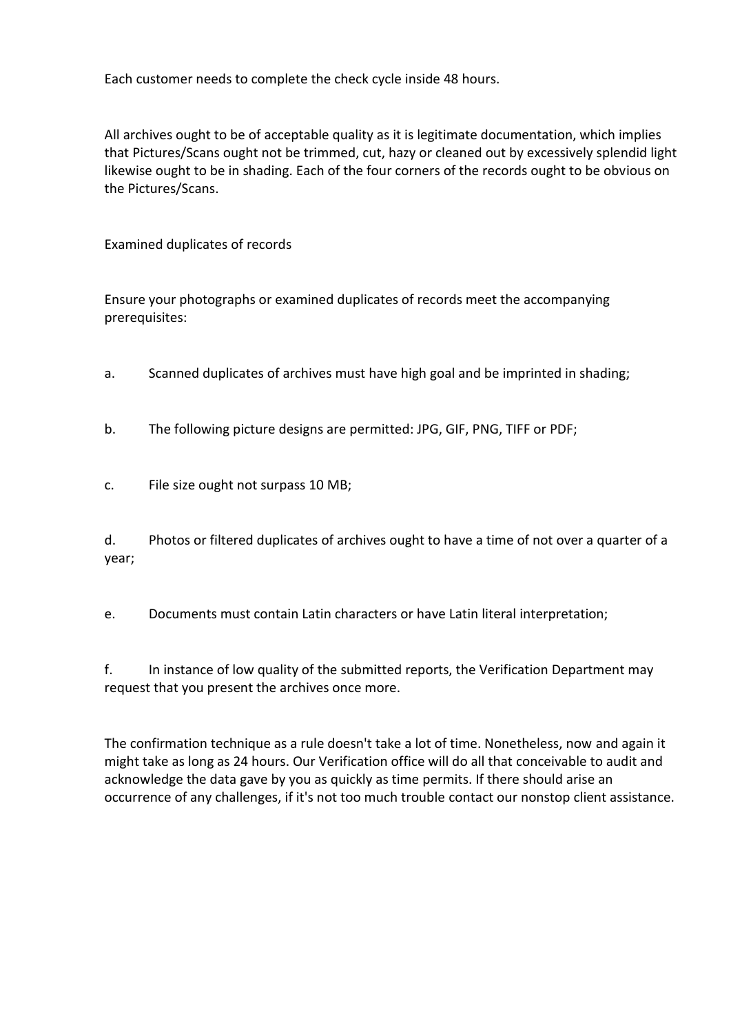Each customer needs to complete the check cycle inside 48 hours.

All archives ought to be of acceptable quality as it is legitimate documentation, which implies that Pictures/Scans ought not be trimmed, cut, hazy or cleaned out by excessively splendid light likewise ought to be in shading. Each of the four corners of the records ought to be obvious on the Pictures/Scans.

Examined duplicates of records

Ensure your photographs or examined duplicates of records meet the accompanying prerequisites:

a. Scanned duplicates of archives must have high goal and be imprinted in shading;

b. The following picture designs are permitted: JPG, GIF, PNG, TIFF or PDF;

c. File size ought not surpass 10 MB;

d. Photos or filtered duplicates of archives ought to have a time of not over a quarter of a year;

e. Documents must contain Latin characters or have Latin literal interpretation;

f. In instance of low quality of the submitted reports, the Verification Department may request that you present the archives once more.

The confirmation technique as a rule doesn't take a lot of time. Nonetheless, now and again it might take as long as 24 hours. Our Verification office will do all that conceivable to audit and acknowledge the data gave by you as quickly as time permits. If there should arise an occurrence of any challenges, if it's not too much trouble contact our nonstop client assistance.